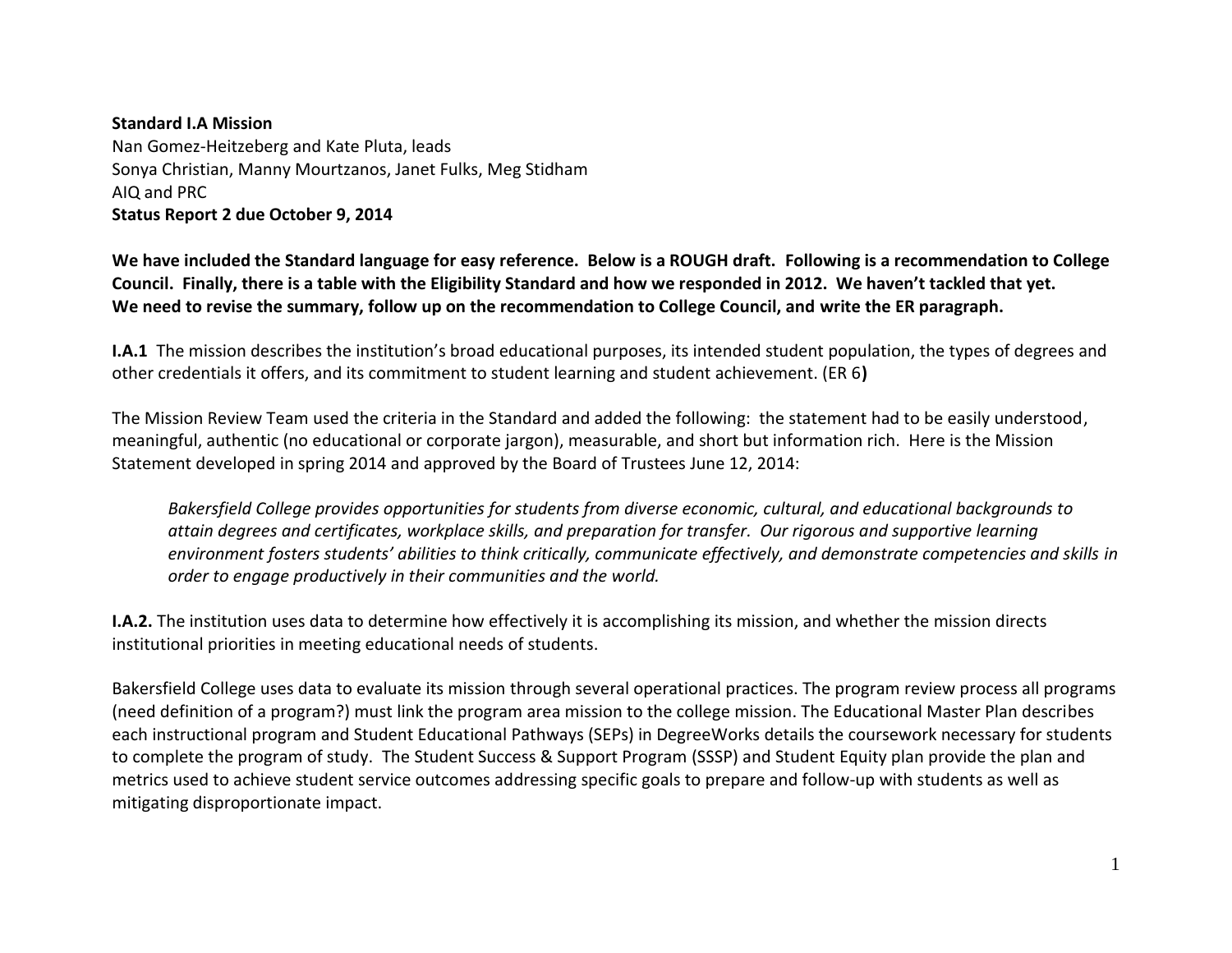**Standard I.A Mission**
Nan Gomez-Heitzeberg and Kate Pluta, leads
Sonya Christian, Manny Mourtzanos, Janet Fulks, Meg Stidham
AIQ and PRC
**Status Report 2 due October 9, 2014**

**We have included the Standard language for easy reference. Below is a ROUGH draft. Following is a recommendation to College Council. Finally, there is a table with the Eligibility Standard and how we responded in 2012. We haven't tackled that yet. We need to revise the summary, follow up on the recommendation to College Council, and write the ER paragraph.**

**I.A.1** The mission describes the institution's broad educational purposes, its intended student population, the types of degrees and other credentials it offers, and its commitment to student learning and student achievement. (ER 6**)**

The Mission Review Team used the criteria in the Standard and added the following: the statement had to be easily understood, meaningful, authentic (no educational or corporate jargon), measurable, and short but information rich. Here is the Mission Statement developed in spring 2014 and approved by the Board of Trustees June 12, 2014:

> *Bakersfield College provides opportunities for students from diverse economic, cultural, and educational backgrounds to attain degrees and certificates, workplace skills, and preparation for transfer. Our rigorous and supportive learning environment fosters students' abilities to think critically, communicate effectively, and demonstrate competencies and skills in order to engage productively in their communities and the world.*

**I.A.2.** The institution uses data to determine how effectively it is accomplishing its mission, and whether the mission directs institutional priorities in meeting educational needs of students.

Bakersfield College uses data to evaluate its mission through several operational practices. The program review process all programs (need definition of a program?) must link the program area mission to the college mission. The Educational Master Plan describes each instructional program and Student Educational Pathways (SEPs) in DegreeWorks details the coursework necessary for students to complete the program of study. The Student Success & Support Program (SSSP) and Student Equity plan provide the plan and metrics used to achieve student service outcomes addressing specific goals to prepare and follow-up with students as well as mitigating disproportionate impact.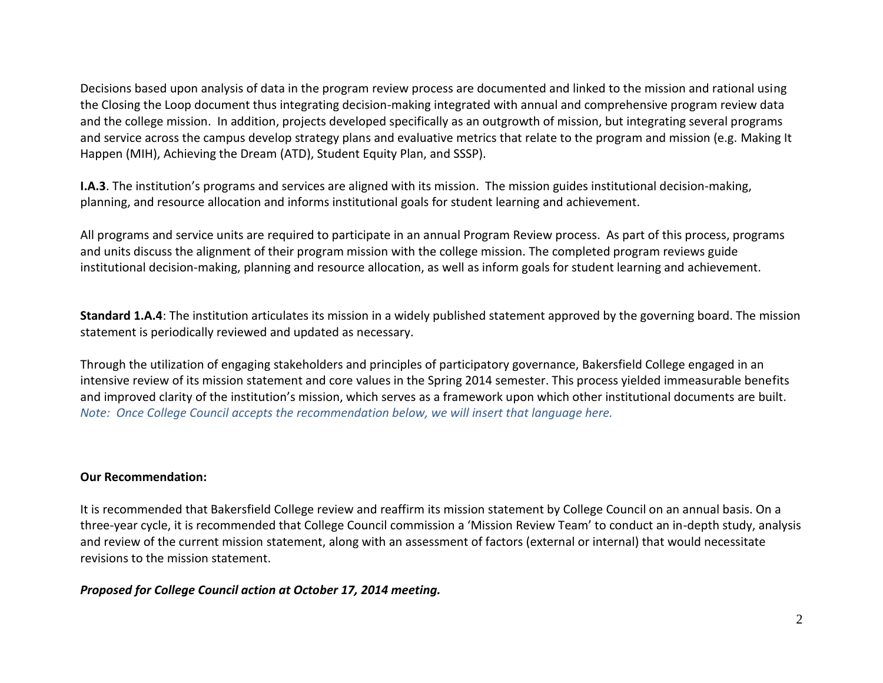Decisions based upon analysis of data in the program review process are documented and linked to the mission and rational using the Closing the Loop document thus integrating decision-making integrated with annual and comprehensive program review data and the college mission. In addition, projects developed specifically as an outgrowth of mission, but integrating several programs and service across the campus develop strategy plans and evaluative metrics that relate to the program and mission (e.g. Making It Happen (MIH), Achieving the Dream (ATD), Student Equity Plan, and SSSP).

**I.A.3**. The institution's programs and services are aligned with its mission. The mission guides institutional decision-making, planning, and resource allocation and informs institutional goals for student learning and achievement.

All programs and service units are required to participate in an annual Program Review process. As part of this process, programs and units discuss the alignment of their program mission with the college mission. The completed program reviews guide institutional decision-making, planning and resource allocation, as well as inform goals for student learning and achievement.

**Standard 1.A.4**: The institution articulates its mission in a widely published statement approved by the governing board. The mission statement is periodically reviewed and updated as necessary.

Through the utilization of engaging stakeholders and principles of participatory governance, Bakersfield College engaged in an intensive review of its mission statement and core values in the Spring 2014 semester. This process yielded immeasurable benefits and improved clarity of the institution's mission, which serves as a framework upon which other institutional documents are built. *Note: Once College Council accepts the recommendation below, we will insert that language here.*

**Our Recommendation:**

It is recommended that Bakersfield College review and reaffirm its mission statement by College Council on an annual basis. On a three-year cycle, it is recommended that College Council commission a 'Mission Review Team' to conduct an in-depth study, analysis and review of the current mission statement, along with an assessment of factors (external or internal) that would necessitate revisions to the mission statement.

***Proposed for College Council action at October 17, 2014 meeting.***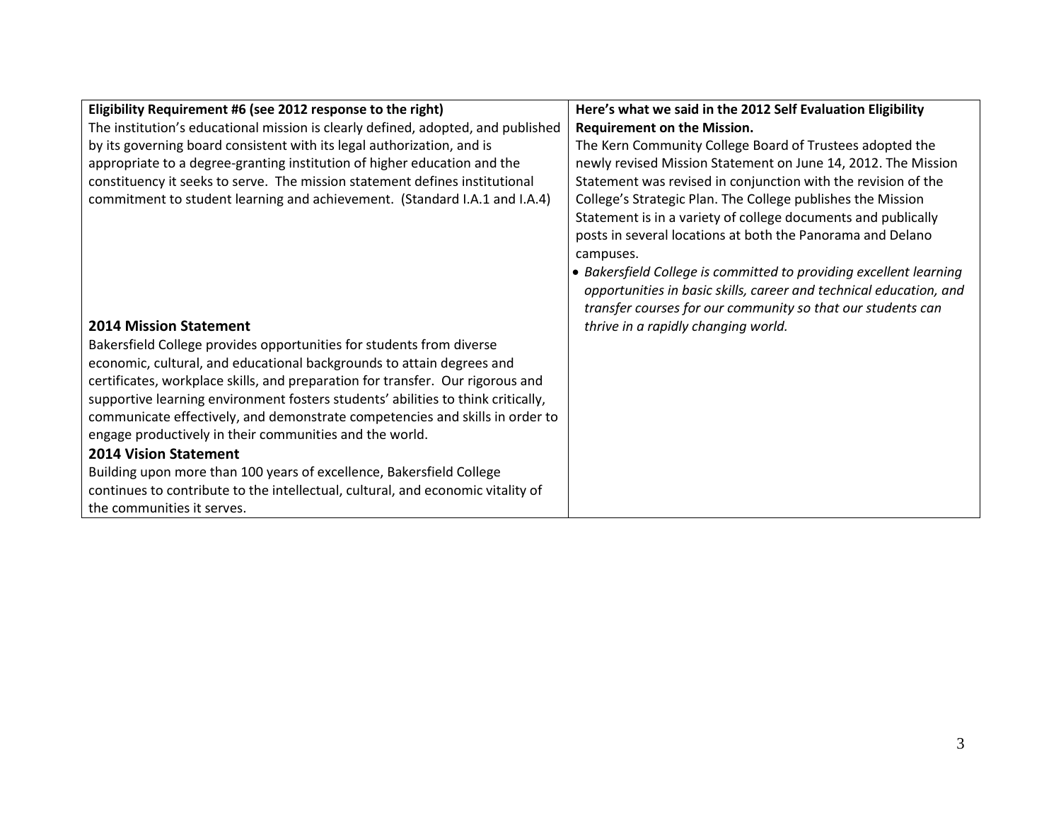| | |
|---|---|
| **Eligibility Requirement #6 (see 2012 response to the right)**<br>The institution's educational mission is clearly defined, adopted, and published by its governing board consistent with its legal authorization, and is appropriate to a degree-granting institution of higher education and the constituency it seeks to serve. The mission statement defines institutional commitment to student learning and achievement. (Standard I.A.1 and I.A.4)<br><br>**2014 Mission Statement**<br>Bakersfield College provides opportunities for students from diverse economic, cultural, and educational backgrounds to attain degrees and certificates, workplace skills, and preparation for transfer. Our rigorous and supportive learning environment fosters students' abilities to think critically, communicate effectively, and demonstrate competencies and skills in order to engage productively in their communities and the world.<br>**2014 Vision Statement**<br>Building upon more than 100 years of excellence, Bakersfield College continues to contribute to the intellectual, cultural, and economic vitality of the communities it serves. | **Here's what we said in the 2012 Self Evaluation Eligibility Requirement on the Mission.**<br>The Kern Community College Board of Trustees adopted the newly revised Mission Statement on June 14, 2012. The Mission Statement was revised in conjunction with the revision of the College's Strategic Plan. The College publishes the Mission Statement is in a variety of college documents and publically posts in several locations at both the Panorama and Delano campuses.<br>• *Bakersfield College is committed to providing excellent learning opportunities in basic skills, career and technical education, and transfer courses for our community so that our students can thrive in a rapidly changing world.* |